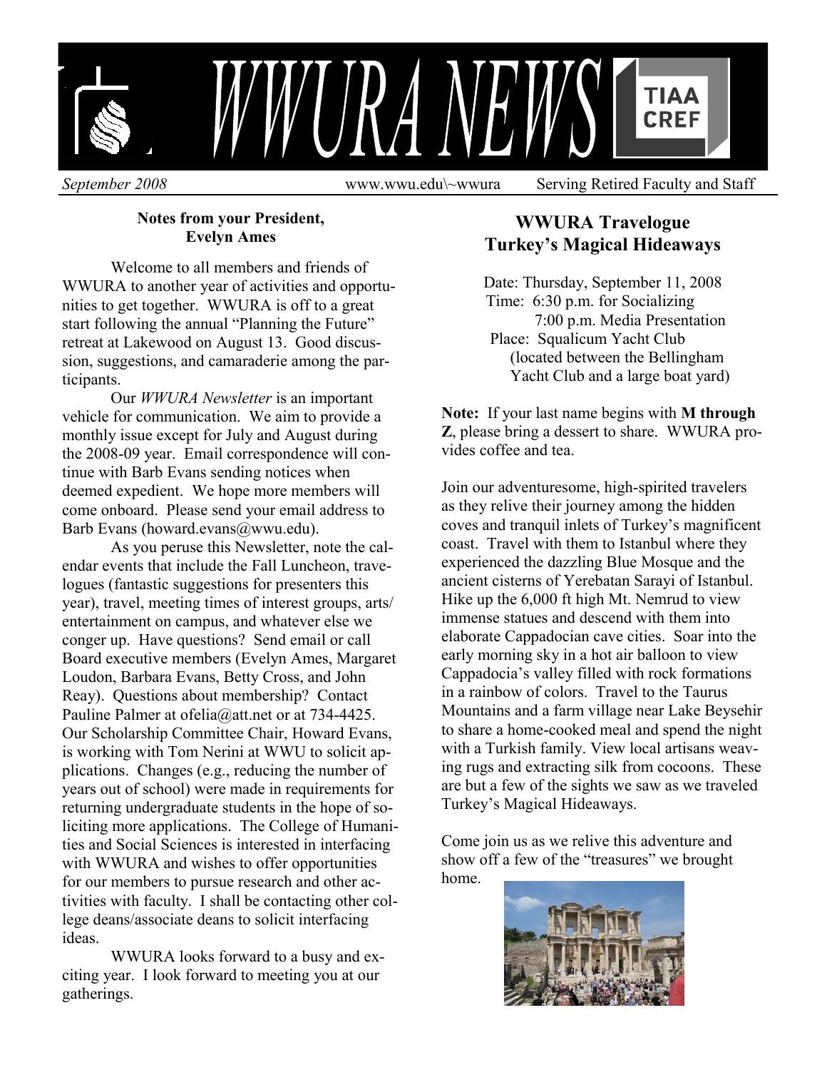# WWURA NEWS

*September 2008* www.wwu.edu\~wwura Serving Retired Faculty and Staff

**Notes from your President, Evelyn Ames**

Welcome to all members and friends of WWURA to another year of activities and opportunities to get together. WWURA is off to a great start following the annual "Planning the Future" retreat at Lakewood on August 13. Good discussion, suggestions, and camaraderie among the participants.

Our *WWURA Newsletter* is an important vehicle for communication. We aim to provide a monthly issue except for July and August during the 2008-09 year. Email correspondence will continue with Barb Evans sending notices when deemed expedient. We hope more members will come onboard. Please send your email address to Barb Evans (howard.evans@wwu.edu).

As you peruse this Newsletter, note the calendar events that include the Fall Luncheon, travelogues (fantastic suggestions for presenters this year), travel, meeting times of interest groups, arts/entertainment on campus, and whatever else we conger up. Have questions? Send email or call Board executive members (Evelyn Ames, Margaret Loudon, Barbara Evans, Betty Cross, and John Reay). Questions about membership? Contact Pauline Palmer at ofelia@att.net or at 734-4425. Our Scholarship Committee Chair, Howard Evans, is working with Tom Nerini at WWU to solicit applications. Changes (e.g., reducing the number of years out of school) were made in requirements for returning undergraduate students in the hope of soliciting more applications. The College of Humanities and Social Sciences is interested in interfacing with WWURA and wishes to offer opportunities for our members to pursue research and other activities with faculty. I shall be contacting other college deans/associate deans to solicit interfacing ideas.

WWURA looks forward to a busy and exciting year. I look forward to meeting you at our gatherings.

## WWURA Travelogue
## Turkey's Magical Hideaways

Date: Thursday, September 11, 2008
Time: 6:30 p.m. for Socializing
7:00 p.m. Media Presentation
Place: Squalicum Yacht Club
(located between the Bellingham Yacht Club and a large boat yard)

**Note:** If your last name begins with **M through Z**, please bring a dessert to share. WWURA provides coffee and tea.

Join our adventuresome, high-spirited travelers as they relive their journey among the hidden coves and tranquil inlets of Turkey's magnificent coast. Travel with them to Istanbul where they experienced the dazzling Blue Mosque and the ancient cisterns of Yerebatan Sarayi of Istanbul. Hike up the 6,000 ft high Mt. Nemrud to view immense statues and descend with them into elaborate Cappadocian cave cities. Soar into the early morning sky in a hot air balloon to view Cappadocia's valley filled with rock formations in a rainbow of colors. Travel to the Taurus Mountains and a farm village near Lake Beysehir to share a home-cooked meal and spend the night with a Turkish family. View local artisans weaving rugs and extracting silk from cocoons. These are but a few of the sights we saw as we traveled Turkey's Magical Hideaways.

Come join us as we relive this adventure and show off a few of the "treasures" we brought home.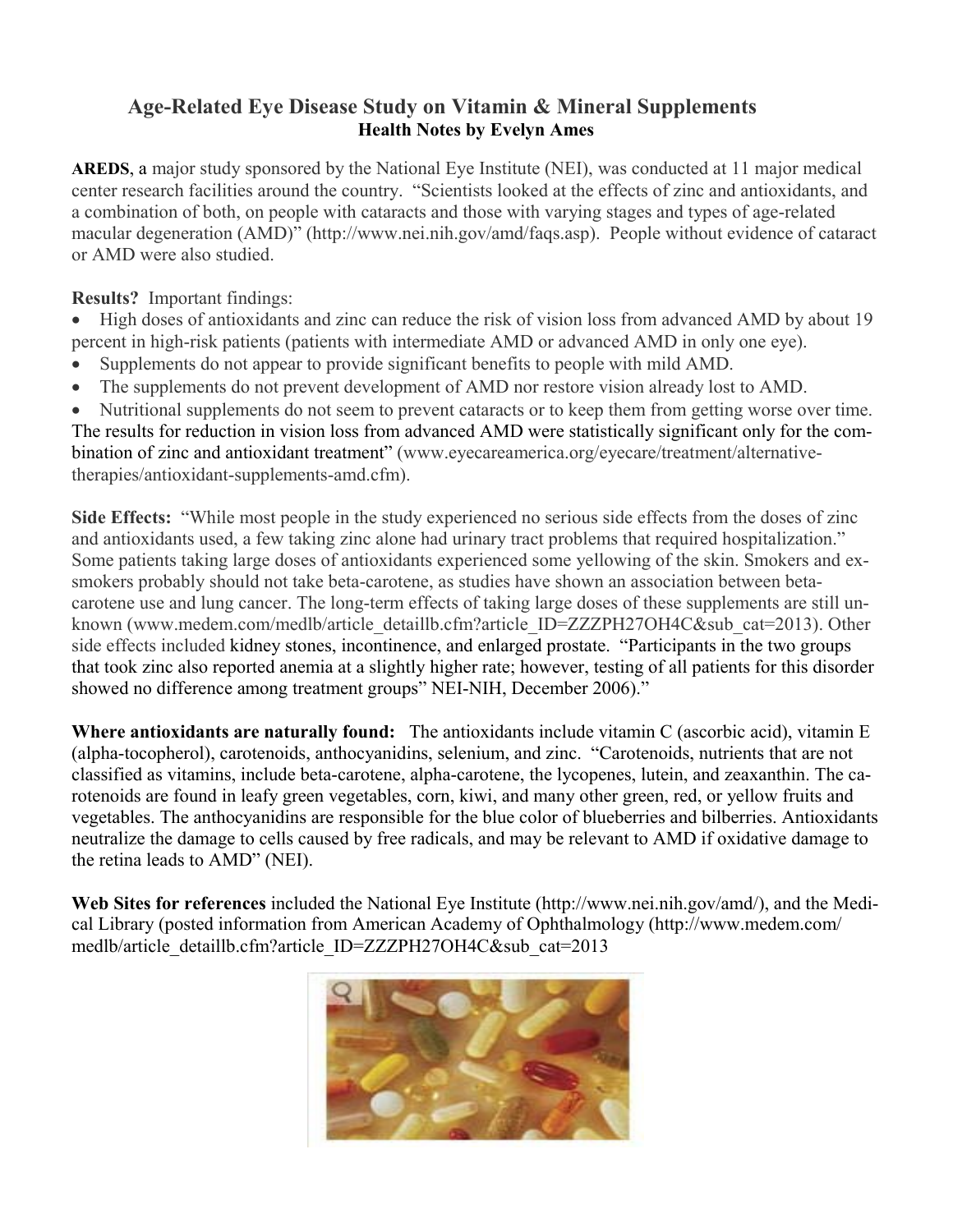## Age-Related Eye Disease Study on Vitamin & Mineral Supplements

**Health Notes by Evelyn Ames**

**AREDS**, a major study sponsored by the National Eye Institute (NEI), was conducted at 11 major medical center research facilities around the country. "Scientists looked at the effects of zinc and antioxidants, and a combination of both, on people with cataracts and those with varying stages and types of age-related macular degeneration (AMD)" (http://www.nei.nih.gov/amd/faqs.asp). People without evidence of cataract or AMD were also studied.

**Results?** Important findings:

- High doses of antioxidants and zinc can reduce the risk of vision loss from advanced AMD by about 19 percent in high-risk patients (patients with intermediate AMD or advanced AMD in only one eye).
- Supplements do not appear to provide significant benefits to people with mild AMD.
- The supplements do not prevent development of AMD nor restore vision already lost to AMD.
- Nutritional supplements do not seem to prevent cataracts or to keep them from getting worse over time.

The results for reduction in vision loss from advanced AMD were statistically significant only for the combination of zinc and antioxidant treatment" (www.eyecareamerica.org/eyecare/treatment/alternative-therapies/antioxidant-supplements-amd.cfm).

**Side Effects:** "While most people in the study experienced no serious side effects from the doses of zinc and antioxidants used, a few taking zinc alone had urinary tract problems that required hospitalization." Some patients taking large doses of antioxidants experienced some yellowing of the skin. Smokers and ex-smokers probably should not take beta-carotene, as studies have shown an association between beta-carotene use and lung cancer. The long-term effects of taking large doses of these supplements are still unknown (www.medem.com/medlb/article_detaillb.cfm?article_ID=ZZZPH27OH4C&sub_cat=2013). Other side effects included kidney stones, incontinence, and enlarged prostate. "Participants in the two groups that took zinc also reported anemia at a slightly higher rate; however, testing of all patients for this disorder showed no difference among treatment groups" NEI-NIH, December 2006)."

**Where antioxidants are naturally found:** The antioxidants include vitamin C (ascorbic acid), vitamin E (alpha-tocopherol), carotenoids, anthocyanidins, selenium, and zinc. "Carotenoids, nutrients that are not classified as vitamins, include beta-carotene, alpha-carotene, the lycopenes, lutein, and zeaxanthin. The carotenoids are found in leafy green vegetables, corn, kiwi, and many other green, red, or yellow fruits and vegetables. The anthocyanidins are responsible for the blue color of blueberries and bilberries. Antioxidants neutralize the damage to cells caused by free radicals, and may be relevant to AMD if oxidative damage to the retina leads to AMD" (NEI).

**Web Sites for references** included the National Eye Institute (http://www.nei.nih.gov/amd/), and the Medical Library (posted information from American Academy of Ophthalmology (http://www.medem.com/medlb/article_detaillb.cfm?article_ID=ZZZPH27OH4C&sub_cat=2013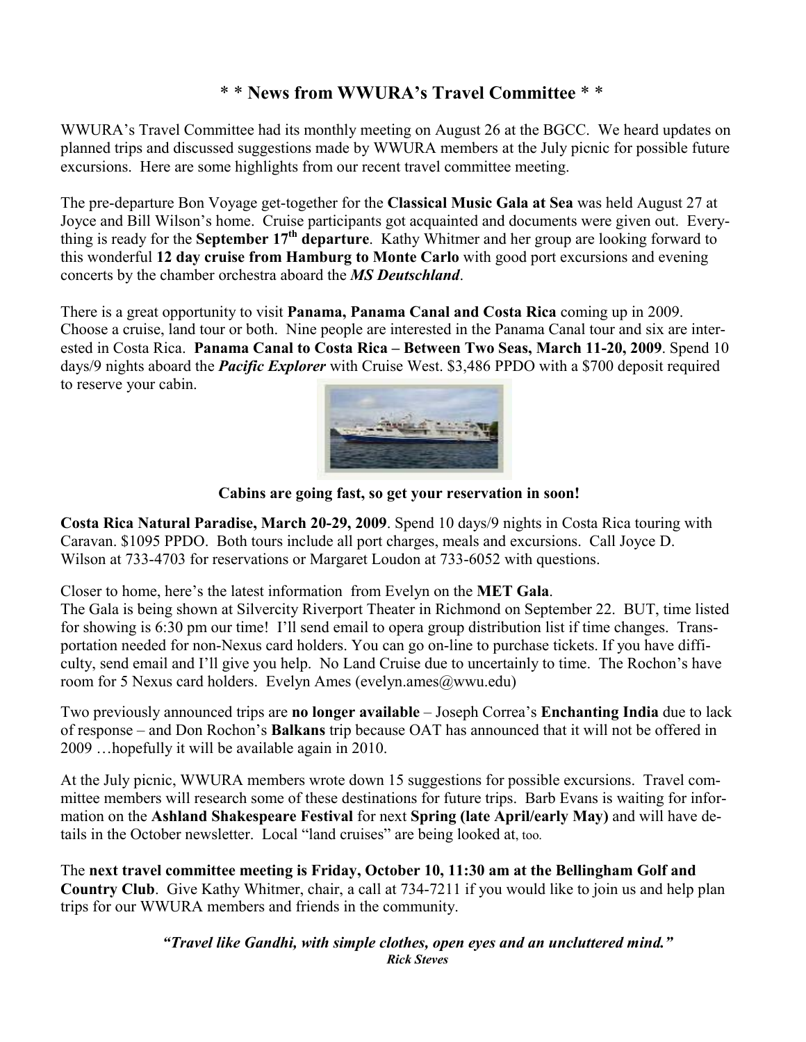## * * News from WWURA's Travel Committee * *

WWURA's Travel Committee had its monthly meeting on August 26 at the BGCC. We heard updates on planned trips and discussed suggestions made by WWURA members at the July picnic for possible future excursions. Here are some highlights from our recent travel committee meeting.

The pre-departure Bon Voyage get-together for the **Classical Music Gala at Sea** was held August 27 at Joyce and Bill Wilson's home. Cruise participants got acquainted and documents were given out. Everything is ready for the **September 17th departure**. Kathy Whitmer and her group are looking forward to this wonderful **12 day cruise from Hamburg to Monte Carlo** with good port excursions and evening concerts by the chamber orchestra aboard the ***MS Deutschland***.

There is a great opportunity to visit **Panama, Panama Canal and Costa Rica** coming up in 2009. Choose a cruise, land tour or both. Nine people are interested in the Panama Canal tour and six are interested in Costa Rica. **Panama Canal to Costa Rica – Between Two Seas, March 11-20, 2009**. Spend 10 days/9 nights aboard the ***Pacific Explorer*** with Cruise West. $3,486 PPDO with a $700 deposit required to reserve your cabin.

**Cabins are going fast, so get your reservation in soon!**

**Costa Rica Natural Paradise, March 20-29, 2009**. Spend 10 days/9 nights in Costa Rica touring with Caravan. $1095 PPDO. Both tours include all port charges, meals and excursions. Call Joyce D. Wilson at 733-4703 for reservations or Margaret Loudon at 733-6052 with questions.

Closer to home, here's the latest information from Evelyn on the **MET Gala**.
The Gala is being shown at Silvercity Riverport Theater in Richmond on September 22. BUT, time listed for showing is 6:30 pm our time! I'll send email to opera group distribution list if time changes. Transportation needed for non-Nexus card holders. You can go on-line to purchase tickets. If you have difficulty, send email and I'll give you help. No Land Cruise due to uncertainly to time. The Rochon's have room for 5 Nexus card holders. Evelyn Ames (evelyn.ames@wwu.edu)

Two previously announced trips are **no longer available** – Joseph Correa's **Enchanting India** due to lack of response – and Don Rochon's **Balkans** trip because OAT has announced that it will not be offered in 2009 …hopefully it will be available again in 2010.

At the July picnic, WWURA members wrote down 15 suggestions for possible excursions. Travel committee members will research some of these destinations for future trips. Barb Evans is waiting for information on the **Ashland Shakespeare Festival** for next **Spring (late April/early May)** and will have details in the October newsletter. Local "land cruises" are being looked at, too.

The **next travel committee meeting is Friday, October 10, 11:30 am at the Bellingham Golf and Country Club**. Give Kathy Whitmer, chair, a call at 734-7211 if you would like to join us and help plan trips for our WWURA members and friends in the community.

***"Travel like Gandhi, with simple clothes, open eyes and an uncluttered mind."***
***Rick Steves***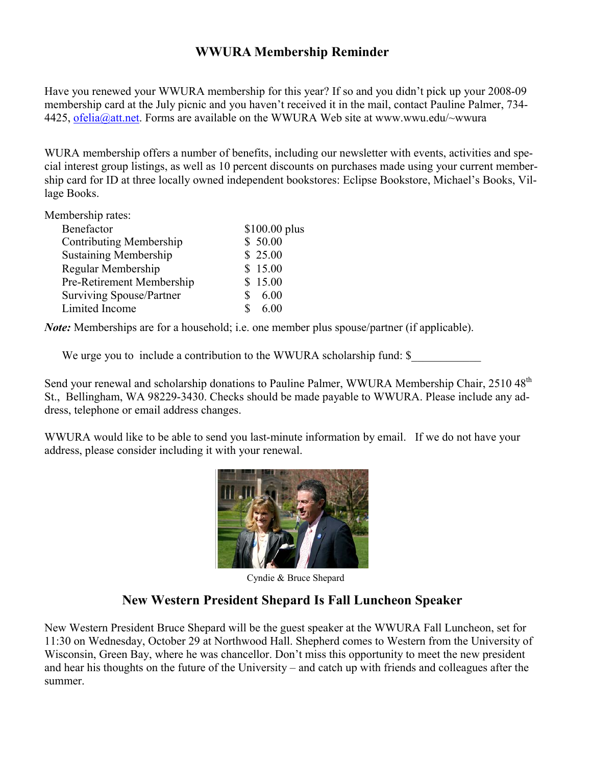## WWURA Membership Reminder

Have you renewed your WWURA membership for this year? If so and you didn't pick up your 2008-09 membership card at the July picnic and you haven't received it in the mail, contact Pauline Palmer, 734-4425, ofelia@att.net. Forms are available on the WWURA Web site at www.wwu.edu/~wwura

WURA membership offers a number of benefits, including our newsletter with events, activities and special interest group listings, as well as 10 percent discounts on purchases made using your current membership card for ID at three locally owned independent bookstores: Eclipse Bookstore, Michael's Books, Village Books.

Membership rates:

| | |
|---|---|
| Benefactor | $100.00 plus |
| Contributing Membership | $ 50.00 |
| Sustaining Membership | $ 25.00 |
| Regular Membership | $ 15.00 |
| Pre-Retirement Membership | $ 15.00 |
| Surviving Spouse/Partner | $ 6.00 |
| Limited Income | $ 6.00 |

***Note:*** Memberships are for a household; i.e. one member plus spouse/partner (if applicable).

We urge you to include a contribution to the WWURA scholarship fund: $____________

Send your renewal and scholarship donations to Pauline Palmer, WWURA Membership Chair, 2510 48th St., Bellingham, WA 98229-3430. Checks should be made payable to WWURA. Please include any address, telephone or email address changes.

WWURA would like to be able to send you last-minute information by email. If we do not have your address, please consider including it with your renewal.

Cyndie & Bruce Shepard

## New Western President Shepard Is Fall Luncheon Speaker

New Western President Bruce Shepard will be the guest speaker at the WWURA Fall Luncheon, set for 11:30 on Wednesday, October 29 at Northwood Hall. Shepherd comes to Western from the University of Wisconsin, Green Bay, where he was chancellor. Don't miss this opportunity to meet the new president and hear his thoughts on the future of the University – and catch up with friends and colleagues after the summer.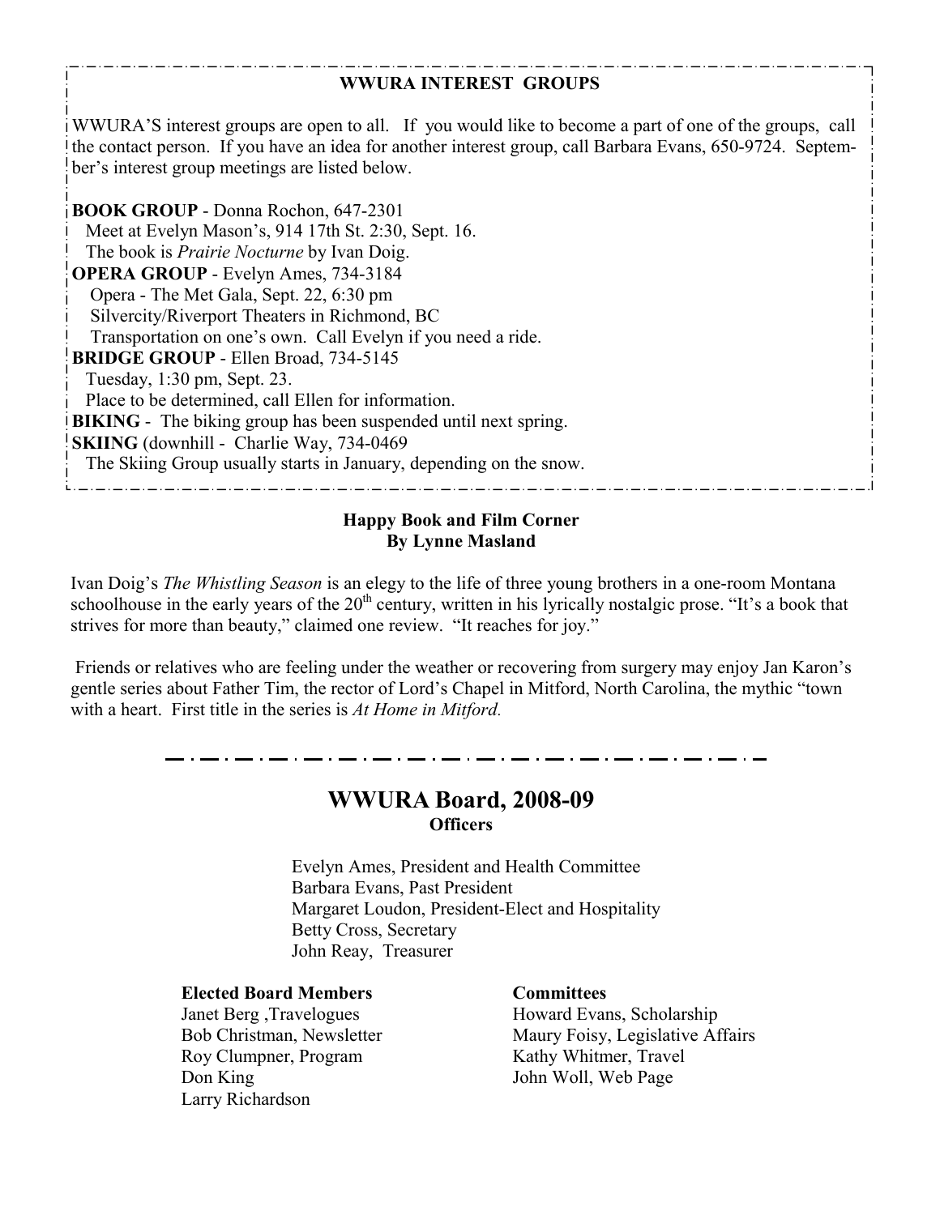## WWURA INTEREST GROUPS

WWURA'S interest groups are open to all. If you would like to become a part of one of the groups, call the contact person. If you have an idea for another interest group, call Barbara Evans, 650-9724. September's interest group meetings are listed below.

**BOOK GROUP** - Donna Rochon, 647-2301
Meet at Evelyn Mason's, 914 17th St. 2:30, Sept. 16.
The book is *Prairie Nocturne* by Ivan Doig.

**OPERA GROUP** - Evelyn Ames, 734-3184
Opera - The Met Gala, Sept. 22, 6:30 pm
Silvercity/Riverport Theaters in Richmond, BC
Transportation on one's own. Call Evelyn if you need a ride.

**BRIDGE GROUP** - Ellen Broad, 734-5145
Tuesday, 1:30 pm, Sept. 23.
Place to be determined, call Ellen for information.

**BIKING** - The biking group has been suspended until next spring.

**SKIING** (downhill - Charlie Way, 734-0469
The Skiing Group usually starts in January, depending on the snow.

### Happy Book and Film Corner
**By Lynne Masland**

Ivan Doig's *The Whistling Season* is an elegy to the life of three young brothers in a one-room Montana schoolhouse in the early years of the 20th century, written in his lyrically nostalgic prose. "It's a book that strives for more than beauty," claimed one review. "It reaches for joy."

Friends or relatives who are feeling under the weather or recovering from surgery may enjoy Jan Karon's gentle series about Father Tim, the rector of Lord's Chapel in Mitford, North Carolina, the mythic "town with a heart. First title in the series is *At Home in Mitford.*

## WWURA Board, 2008-09

**Officers**

Evelyn Ames, President and Health Committee
Barbara Evans, Past President
Margaret Loudon, President-Elect and Hospitality
Betty Cross, Secretary
John Reay, Treasurer

**Elected Board Members**

Janet Berg ,Travelogues
Bob Christman, Newsletter
Roy Clumpner, Program
Don King
Larry Richardson

**Committees**

Howard Evans, Scholarship
Maury Foisy, Legislative Affairs
Kathy Whitmer, Travel
John Woll, Web Page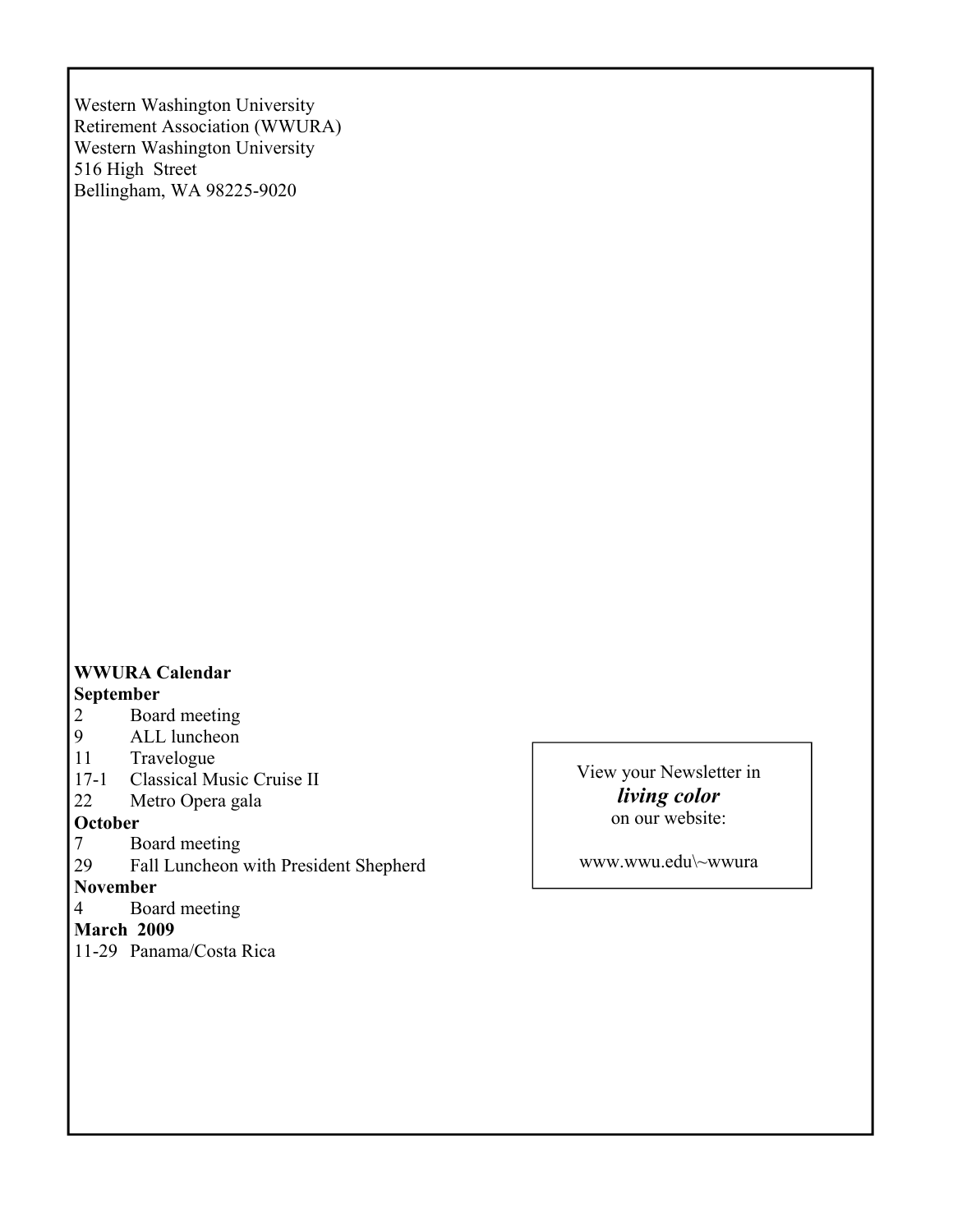Western Washington University
Retirement Association (WWURA)
Western Washington University
516 High Street
Bellingham, WA 98225-9020

**WWURA Calendar**

**September**

2 Board meeting
9 ALL luncheon
11 Travelogue
17-1 Classical Music Cruise II
22 Metro Opera gala

**October**

7 Board meeting
29 Fall Luncheon with President Shepherd

**November**

4 Board meeting

**March 2009**

11-29 Panama/Costa Rica

View your Newsletter in
***living color***
on our website:

www.wwu.edu\~wwura